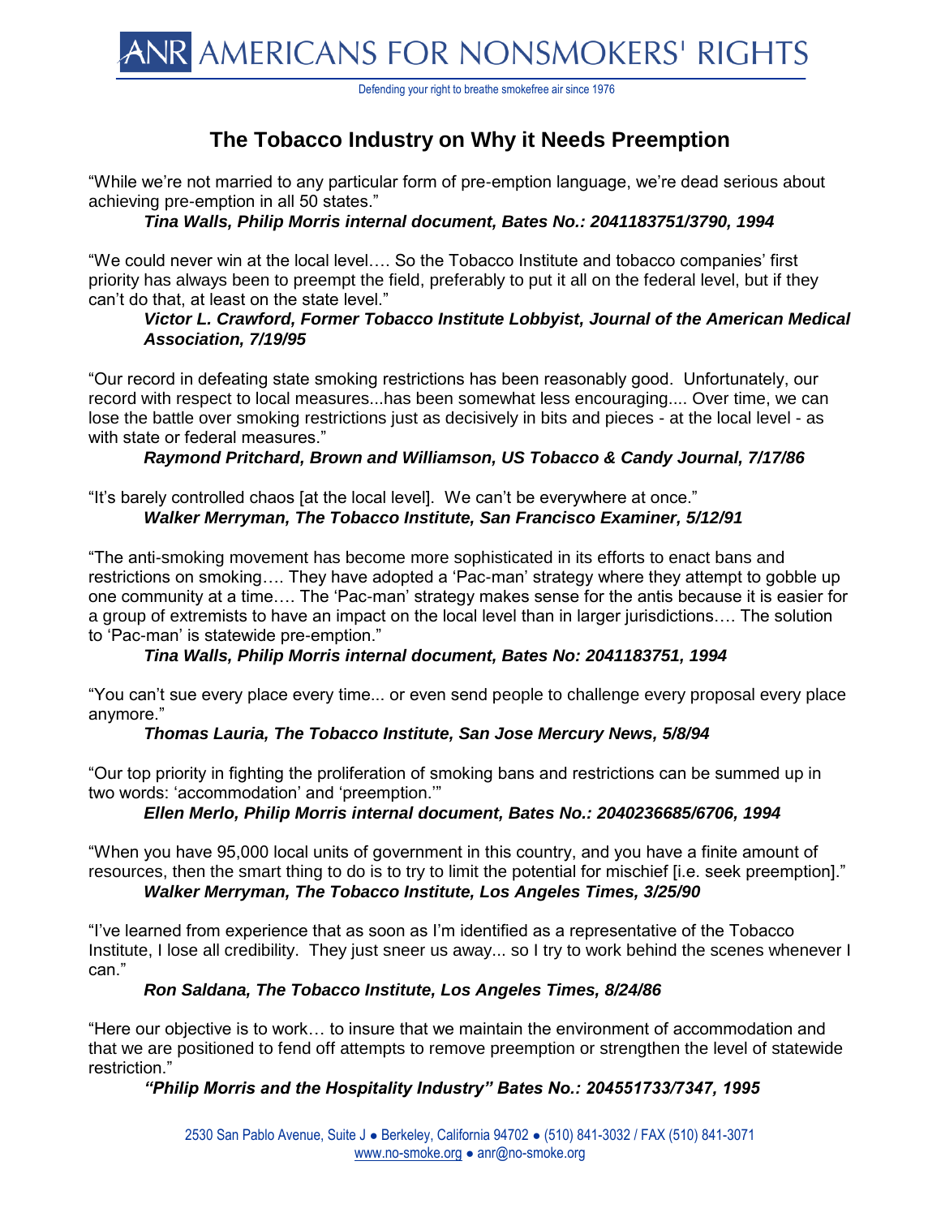ANR AMERICANS FOR NONSMOKERS' RIGHTS

Defending your right to breathe smokefree air since 1976

# The Tobacco Industry on Why it Needs Preemption

"While we're not married to any particular form of pre-emption language, we're dead serious about achieving pre-emption in all 50 states."

***Tina Walls, Philip Morris internal document, Bates No.: 2041183751/3790, 1994***

"We could never win at the local level…. So the Tobacco Institute and tobacco companies' first priority has always been to preempt the field, preferably to put it all on the federal level, but if they can't do that, at least on the state level."

***Victor L. Crawford, Former Tobacco Institute Lobbyist, Journal of the American Medical Association, 7/19/95***

"Our record in defeating state smoking restrictions has been reasonably good. Unfortunately, our record with respect to local measures...has been somewhat less encouraging.... Over time, we can lose the battle over smoking restrictions just as decisively in bits and pieces - at the local level - as with state or federal measures."

***Raymond Pritchard, Brown and Williamson, US Tobacco & Candy Journal, 7/17/86***

"It's barely controlled chaos [at the local level]. We can't be everywhere at once."

***Walker Merryman, The Tobacco Institute, San Francisco Examiner, 5/12/91***

"The anti-smoking movement has become more sophisticated in its efforts to enact bans and restrictions on smoking…. They have adopted a 'Pac-man' strategy where they attempt to gobble up one community at a time…. The 'Pac-man' strategy makes sense for the antis because it is easier for a group of extremists to have an impact on the local level than in larger jurisdictions…. The solution to 'Pac-man' is statewide pre-emption."

***Tina Walls, Philip Morris internal document, Bates No: 2041183751, 1994***

"You can't sue every place every time... or even send people to challenge every proposal every place anymore."

***Thomas Lauria, The Tobacco Institute, San Jose Mercury News, 5/8/94***

"Our top priority in fighting the proliferation of smoking bans and restrictions can be summed up in two words: 'accommodation' and 'preemption.'"

***Ellen Merlo, Philip Morris internal document, Bates No.: 2040236685/6706, 1994***

"When you have 95,000 local units of government in this country, and you have a finite amount of resources, then the smart thing to do is to try to limit the potential for mischief [i.e. seek preemption]."

***Walker Merryman, The Tobacco Institute, Los Angeles Times, 3/25/90***

"I've learned from experience that as soon as I'm identified as a representative of the Tobacco Institute, I lose all credibility. They just sneer us away... so I try to work behind the scenes whenever I can."

***Ron Saldana, The Tobacco Institute, Los Angeles Times, 8/24/86***

"Here our objective is to work… to insure that we maintain the environment of accommodation and that we are positioned to fend off attempts to remove preemption or strengthen the level of statewide restriction."

***"Philip Morris and the Hospitality Industry" Bates No.: 204551733/7347, 1995***

2530 San Pablo Avenue, Suite J ● Berkeley, California 94702 ● (510) 841-3032 / FAX (510) 841-3071
www.no-smoke.org ● anr@no-smoke.org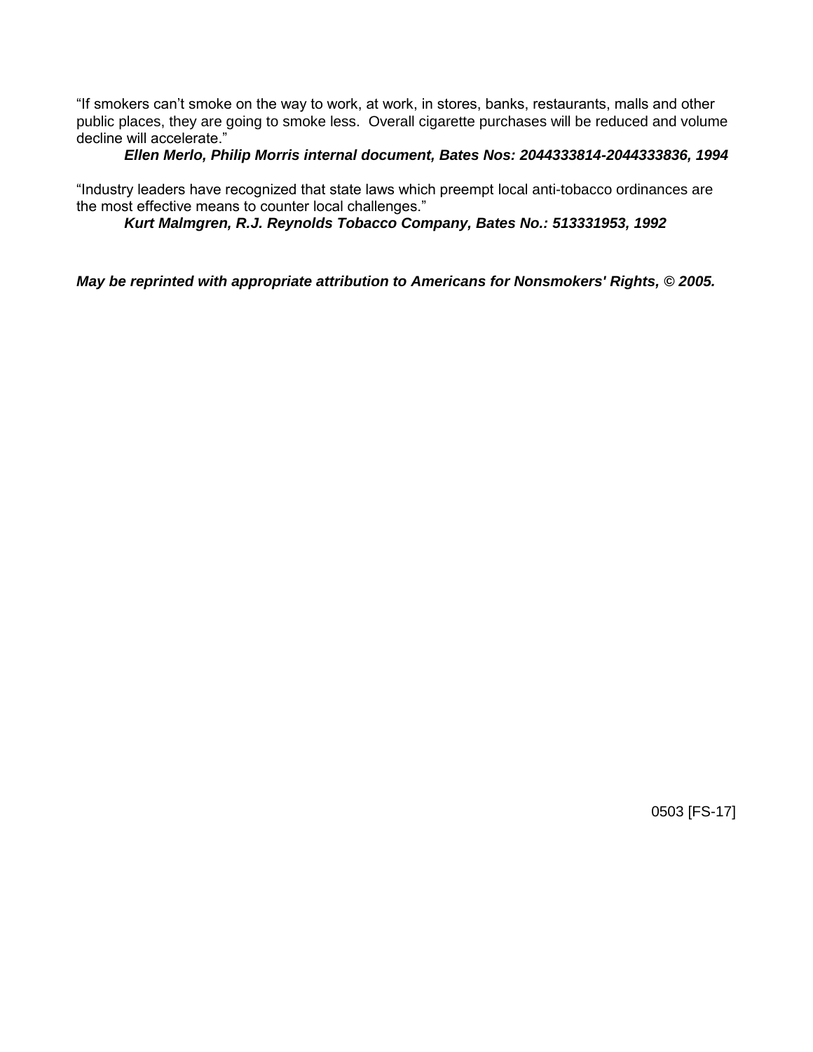"If smokers can't smoke on the way to work, at work, in stores, banks, restaurants, malls and other public places, they are going to smoke less. Overall cigarette purchases will be reduced and volume decline will accelerate."

***Ellen Merlo, Philip Morris internal document, Bates Nos: 2044333814-2044333836, 1994***

"Industry leaders have recognized that state laws which preempt local anti-tobacco ordinances are the most effective means to counter local challenges."

***Kurt Malmgren, R.J. Reynolds Tobacco Company, Bates No.: 513331953, 1992***

***May be reprinted with appropriate attribution to Americans for Nonsmokers' Rights, © 2005.***

0503 [FS-17]